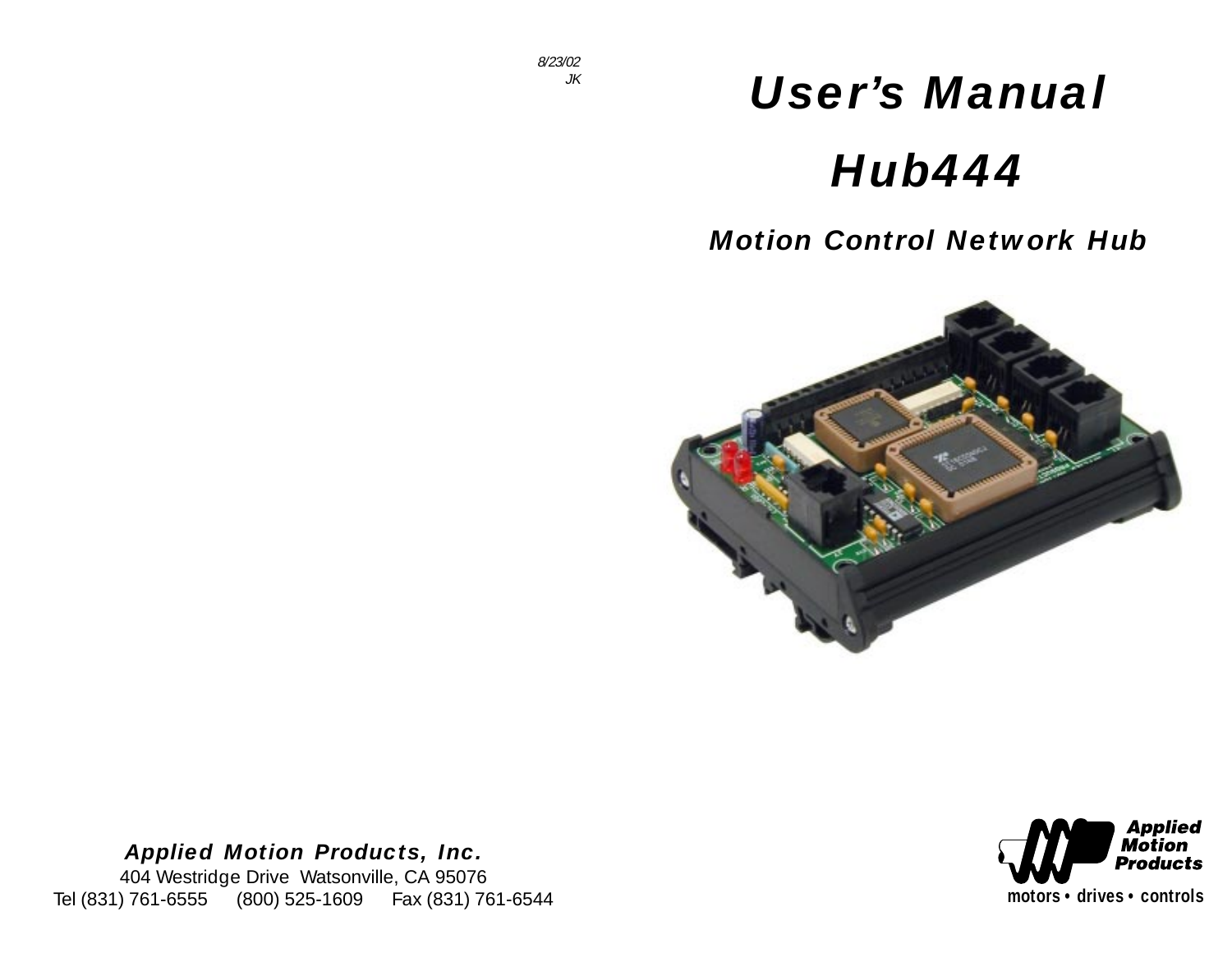8/23/02
JK

# User's Manual

# Hub444

## Motion Control Network Hub

**Applied Motion Products, Inc.**

404 Westridge Drive Watsonville, CA 95076

Tel (831) 761-6555 (800) 525-1609 Fax (831) 761-6544

Applied Motion Products

motors • drives • controls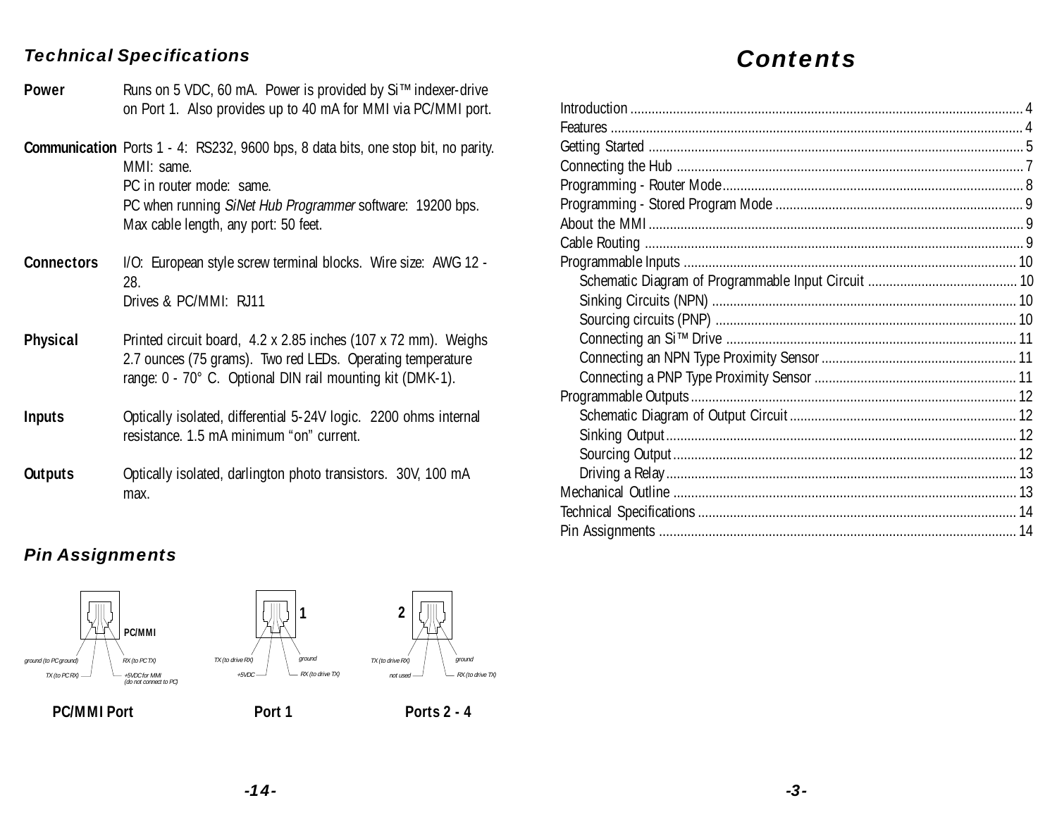## Technical Specifications

**Power** Runs on 5 VDC, 60 mA. Power is provided by Si™ indexer-drive on Port 1. Also provides up to 40 mA for MMI via PC/MMI port.

**Communication** Ports 1 - 4: RS232, 9600 bps, 8 data bits, one stop bit, no parity.
MMI: same.
PC in router mode: same.
PC when running *SiNet Hub Programmer* software: 19200 bps.
Max cable length, any port: 50 feet.

**Connectors** I/O: European style screw terminal blocks. Wire size: AWG 12 - 28.
Drives & PC/MMI: RJ11

**Physical** Printed circuit board, 4.2 x 2.85 inches (107 x 72 mm). Weighs 2.7 ounces (75 grams). Two red LEDs. Operating temperature range: 0 - 70° C. Optional DIN rail mounting kit (DMK-1).

**Inputs** Optically isolated, differential 5-24V logic. 2200 ohms internal resistance. 1.5 mA minimum "on" current.

**Outputs** Optically isolated, darlington photo transistors. 30V, 100 mA max.

## Pin Assignments

**PC/MMI Port**

PC/MMI
- ground (to PC ground)
- TX (to PC RX)
- RX (to PC TX)
- +5VDC for MMI (do not connect to PC)

**Port 1**

1
- TX (to drive RX)
- +5VDC
- ground
- RX (to drive TX)

**Ports 2 - 4**

2
- TX (to drive RX)
- not used
- ground
- RX (to drive TX)

## Contents

Introduction ........ 4
Features ........ 4
Getting Started ........ 5
Connecting the Hub ........ 7
Programming - Router Mode ........ 8
Programming - Stored Program Mode ........ 9
About the MMI ........ 9
Cable Routing ........ 9
Programmable Inputs ........ 10
- Schematic Diagram of Programmable Input Circuit ........ 10
- Sinking Circuits (NPN) ........ 10
- Sourcing circuits (PNP) ........ 10
- Connecting an Si™ Drive ........ 11
- Connecting an NPN Type Proximity Sensor ........ 11
- Connecting a PNP Type Proximity Sensor ........ 11

Programmable Outputs ........ 12
- Schematic Diagram of Output Circuit ........ 12
- Sinking Output ........ 12
- Sourcing Output ........ 12
- Driving a Relay ........ 13

Mechanical Outline ........ 13
Technical Specifications ........ 14
Pin Assignments ........ 14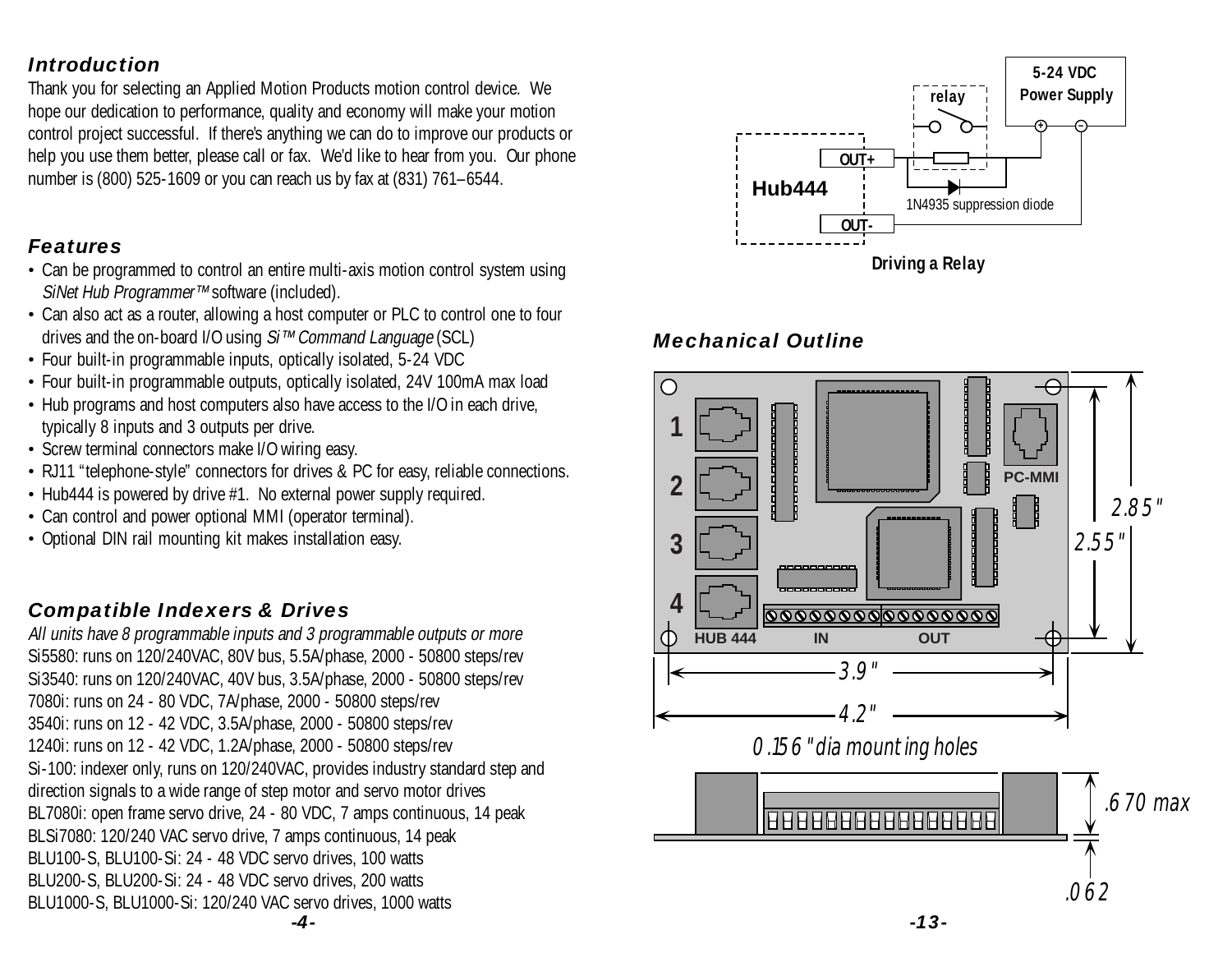## Introduction

Thank you for selecting an Applied Motion Products motion control device. We hope our dedication to performance, quality and economy will make your motion control project successful. If there's anything we can do to improve our products or help you use them better, please call or fax. We'd like to hear from you. Our phone number is (800) 525-1609 or you can reach us by fax at (831) 761–6544.

## Features

- Can be programmed to control an entire multi-axis motion control system using *SiNet Hub Programmer™* software (included).
- Can also act as a router, allowing a host computer or PLC to control one to four drives and the on-board I/O using *Si™ Command Language* (SCL)
- Four built-in programmable inputs, optically isolated, 5-24 VDC
- Four built-in programmable outputs, optically isolated, 24V 100mA max load
- Hub programs and host computers also have access to the I/O in each drive, typically 8 inputs and 3 outputs per drive.
- Screw terminal connectors make I/O wiring easy.
- RJ11 "telephone-style" connectors for drives & PC for easy, reliable connections.
- Hub444 is powered by drive #1. No external power supply required.
- Can control and power optional MMI (operator terminal).
- Optional DIN rail mounting kit makes installation easy.

## Compatible Indexers & Drives

*All units have 8 programmable inputs and 3 programmable outputs or more*

Si5580: runs on 120/240VAC, 80V bus, 5.5A/phase, 2000 - 50800 steps/rev
Si3540: runs on 120/240VAC, 40V bus, 3.5A/phase, 2000 - 50800 steps/rev
7080i: runs on 24 - 80 VDC, 7A/phase, 2000 - 50800 steps/rev
3540i: runs on 12 - 42 VDC, 3.5A/phase, 2000 - 50800 steps/rev
1240i: runs on 12 - 42 VDC, 1.2A/phase, 2000 - 50800 steps/rev
Si-100: indexer only, runs on 120/240VAC, provides industry standard step and direction signals to a wide range of step motor and servo motor drives
BL7080i: open frame servo drive, 24 - 80 VDC, 7 amps continuous, 14 peak
BLSi7080: 120/240 VAC servo drive, 7 amps continuous, 14 peak
BLU100-S, BLU100-Si: 24 - 48 VDC servo drives, 100 watts
BLU200-S, BLU200-Si: 24 - 48 VDC servo drives, 200 watts
BLU1000-S, BLU1000-Si: 120/240 VAC servo drives, 1000 watts

5-24 VDC Power Supply
relay
Hub444
OUT+
OUT-
1N4935 suppression diode

**Driving a Relay**

## Mechanical Outline

1
2
3
4
HUB 444
IN
OUT
PC-MMI

2.85"
2.55"
3.9"
4.2"
0.156" dia mounting holes
.670 max
.062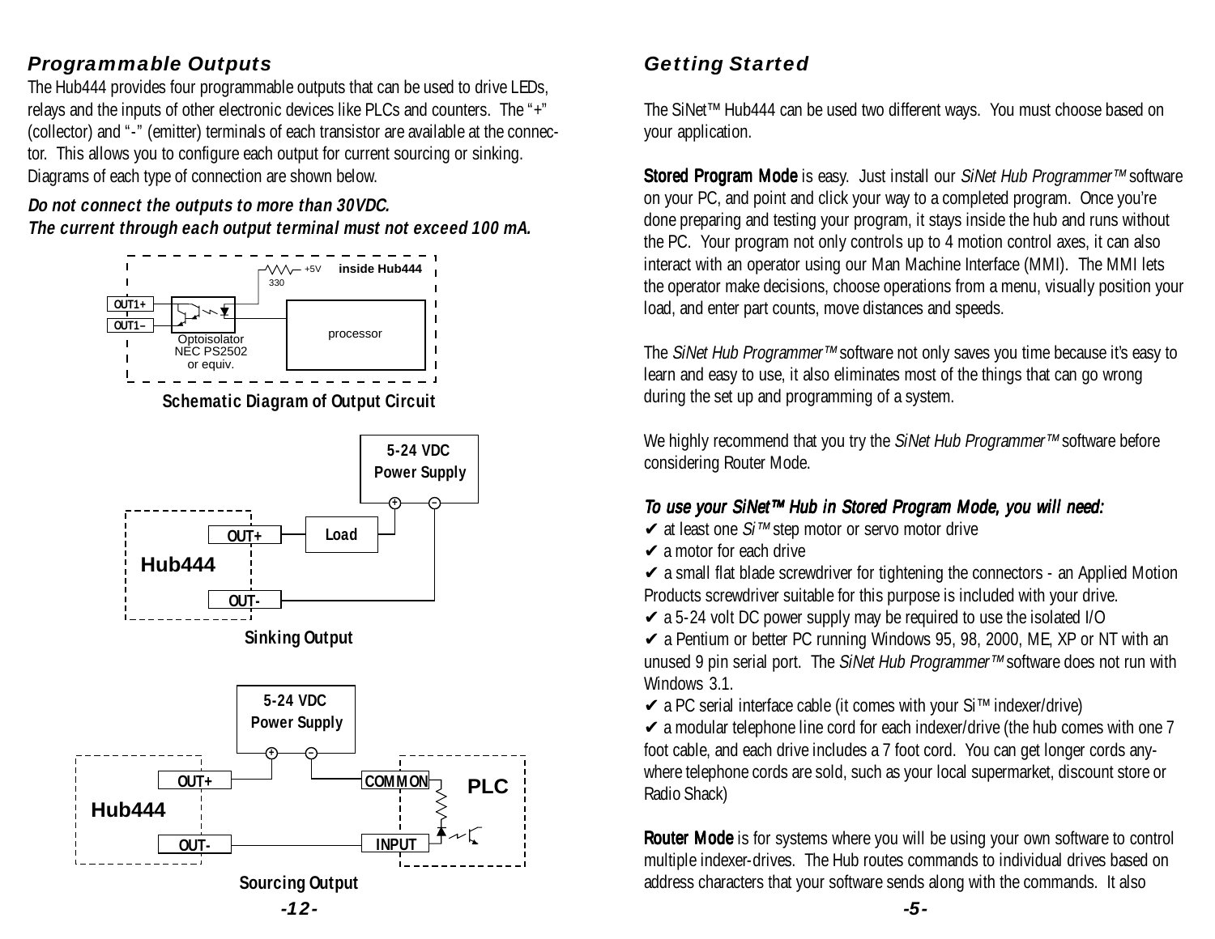## *Programmable Outputs*

The Hub444 provides four programmable outputs that can be used to drive LEDs, relays and the inputs of other electronic devices like PLCs and counters. The "+" (collector) and "-" (emitter) terminals of each transistor are available at the connector. This allows you to configure each output for current sourcing or sinking. Diagrams of each type of connection are shown below.

***Do not connect the outputs to more than 30VDC.***
***The current through each output terminal must not exceed 100 mA.***

**Schematic Diagram of Output Circuit**

**Sinking Output**

**Sourcing Output**

## *Getting Started*

The SiNet™ Hub444 can be used two different ways. You must choose based on your application.

**Stored Program Mode** is easy. Just install our *SiNet Hub Programmer™* software on your PC, and point and click your way to a completed program. Once you're done preparing and testing your program, it stays inside the hub and runs without the PC. Your program not only controls up to 4 motion control axes, it can also interact with an operator using our Man Machine Interface (MMI). The MMI lets the operator make decisions, choose operations from a menu, visually position your load, and enter part counts, move distances and speeds.

The *SiNet Hub Programmer™* software not only saves you time because it's easy to learn and easy to use, it also eliminates most of the things that can go wrong during the set up and programming of a system.

We highly recommend that you try the *SiNet Hub Programmer™* software before considering Router Mode.

***To use your SiNet™ Hub in Stored Program Mode, you will need:***

✔ at least one *Si™* step motor or servo motor drive
✔ a motor for each drive
✔ a small flat blade screwdriver for tightening the connectors - an Applied Motion Products screwdriver suitable for this purpose is included with your drive.
✔ a 5-24 volt DC power supply may be required to use the isolated I/O
✔ a Pentium or better PC running Windows 95, 98, 2000, ME, XP or NT with an unused 9 pin serial port. The *SiNet Hub Programmer™* software does not run with Windows 3.1.
✔ a PC serial interface cable (it comes with your Si™ indexer/drive)
✔ a modular telephone line cord for each indexer/drive (the hub comes with one 7 foot cable, and each drive includes a 7 foot cord. You can get longer cords anywhere telephone cords are sold, such as your local supermarket, discount store or Radio Shack)

**Router Mode** is for systems where you will be using your own software to control multiple indexer-drives. The Hub routes commands to individual drives based on address characters that your software sends along with the commands. It also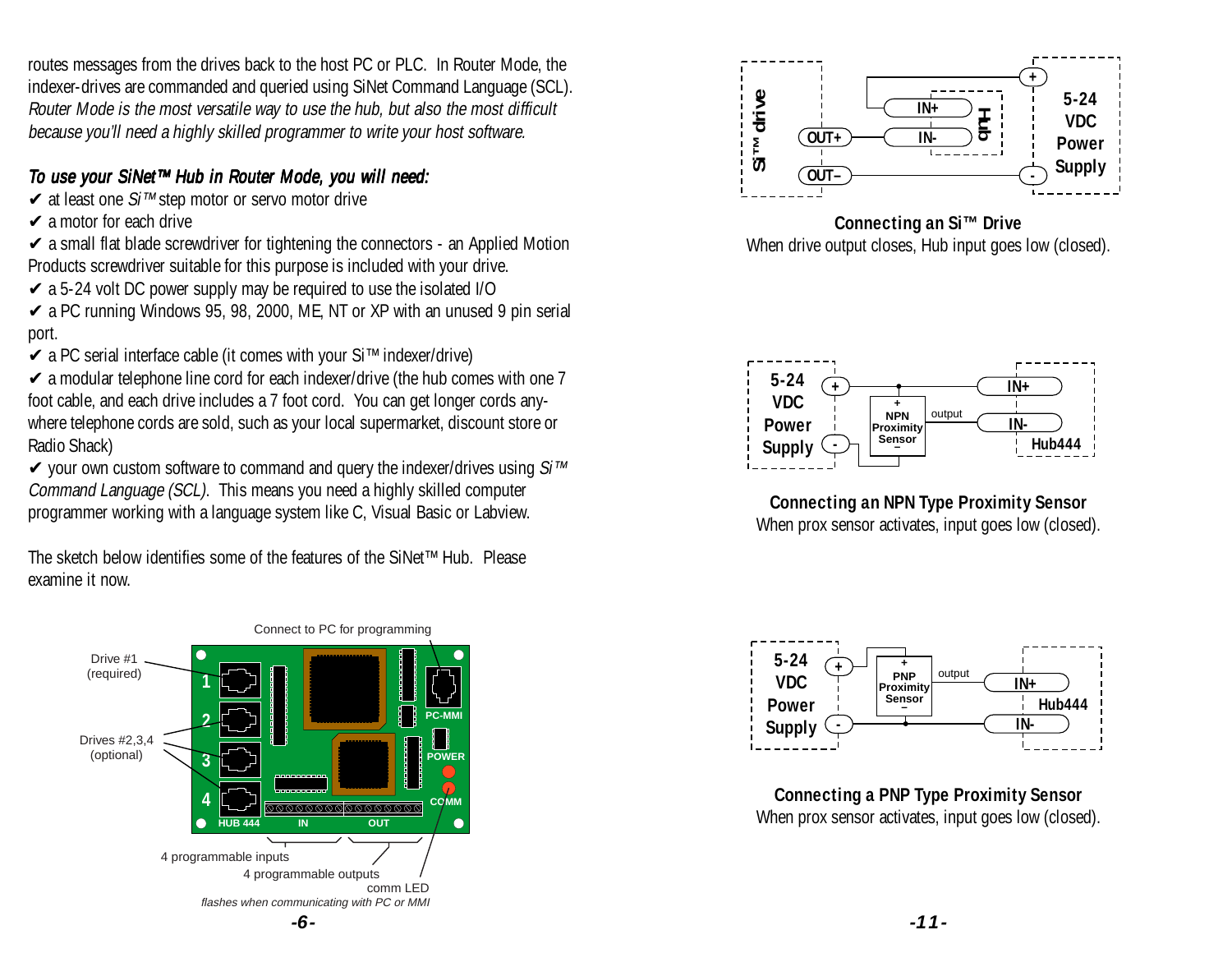routes messages from the drives back to the host PC or PLC. In Router Mode, the indexer-drives are commanded and queried using SiNet Command Language (SCL). *Router Mode is the most versatile way to use the hub, but also the most difficult because you'll need a highly skilled programmer to write your host software.*

### *To use your SiNet™ Hub in Router Mode, you will need:*

✔ at least one *Si™* step motor or servo motor drive
✔ a motor for each drive
✔ a small flat blade screwdriver for tightening the connectors - an Applied Motion Products screwdriver suitable for this purpose is included with your drive.
✔ a 5-24 volt DC power supply may be required to use the isolated I/O
✔ a PC running Windows 95, 98, 2000, ME, NT or XP with an unused 9 pin serial port.
✔ a PC serial interface cable (it comes with your Si™ indexer/drive)
✔ a modular telephone line cord for each indexer/drive (the hub comes with one 7 foot cable, and each drive includes a 7 foot cord. You can get longer cords anywhere telephone cords are sold, such as your local supermarket, discount store or Radio Shack)
✔ your own custom software to command and query the indexer/drives using *Si™ Command Language (SCL)*. This means you need a highly skilled computer programmer working with a language system like C, Visual Basic or Labview.

The sketch below identifies some of the features of the SiNet™ Hub. Please examine it now.

Connect to PC for programming
Drive #1 (required)
Drives #2,3,4 (optional)
4 programmable inputs
4 programmable outputs
comm LED
*flashes when communicating with PC or MMI*

**Connecting an Si™ Drive**
When drive output closes, Hub input goes low (closed).

**Connecting an NPN Type Proximity Sensor**
When prox sensor activates, input goes low (closed).

**Connecting a PNP Type Proximity Sensor**
When prox sensor activates, input goes low (closed).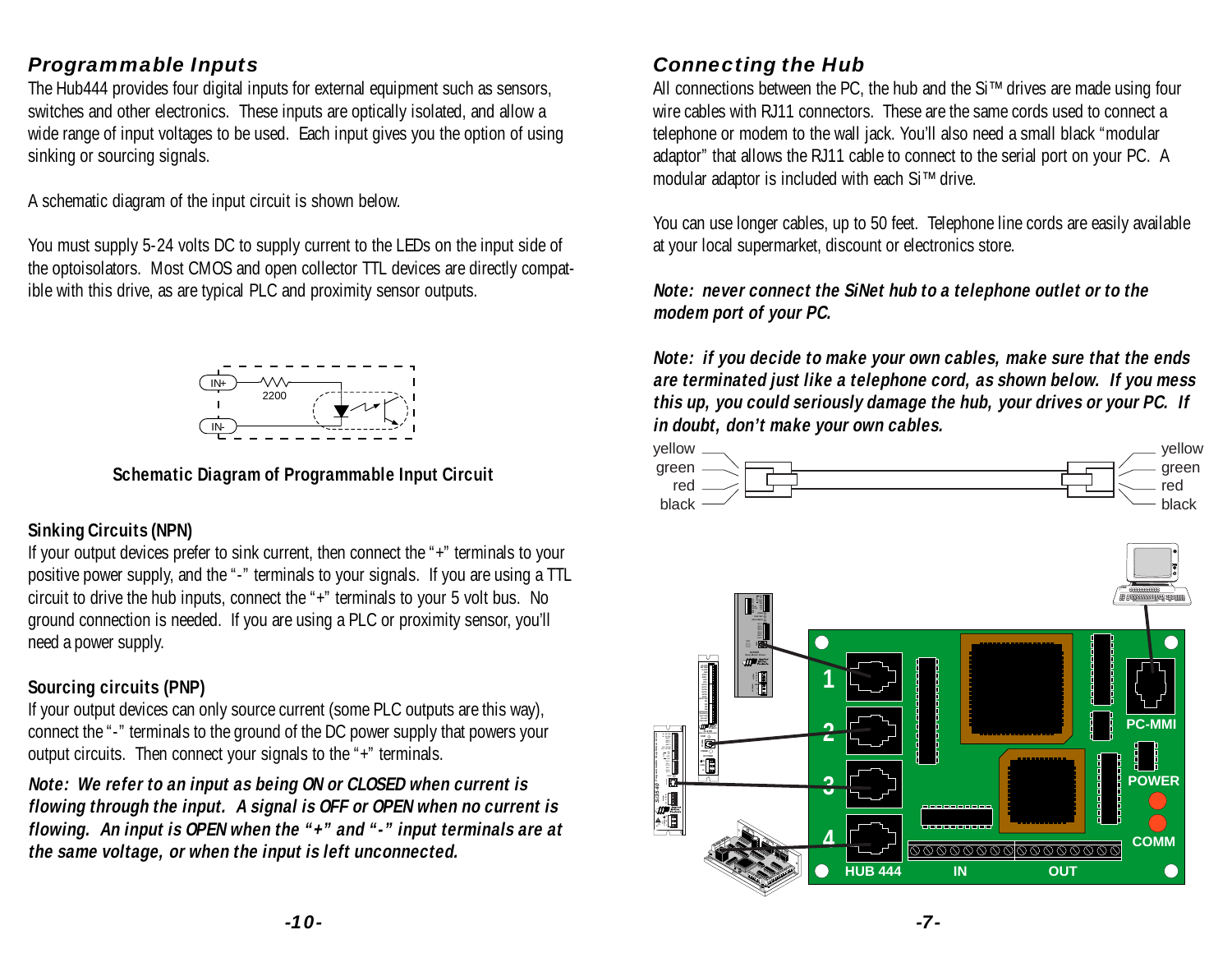## Programmable Inputs

The Hub444 provides four digital inputs for external equipment such as sensors, switches and other electronics. These inputs are optically isolated, and allow a wide range of input voltages to be used. Each input gives you the option of using sinking or sourcing signals.

A schematic diagram of the input circuit is shown below.

You must supply 5-24 volts DC to supply current to the LEDs on the input side of the optoisolators. Most CMOS and open collector TTL devices are directly compatible with this drive, as are typical PLC and proximity sensor outputs.

**Schematic Diagram of Programmable Input Circuit**

### Sinking Circuits (NPN)

If your output devices prefer to sink current, then connect the "+" terminals to your positive power supply, and the "-" terminals to your signals. If you are using a TTL circuit to drive the hub inputs, connect the "+" terminals to your 5 volt bus. No ground connection is needed. If you are using a PLC or proximity sensor, you'll need a power supply.

### Sourcing circuits (PNP)

If your output devices can only source current (some PLC outputs are this way), connect the "-" terminals to the ground of the DC power supply that powers your output circuits. Then connect your signals to the "+" terminals.

***Note: We refer to an input as being ON or CLOSED when current is flowing through the input. A signal is OFF or OPEN when no current is flowing. An input is OPEN when the "+" and "-" input terminals are at the same voltage, or when the input is left unconnected.***

## Connecting the Hub

All connections between the PC, the hub and the Si™ drives are made using four wire cables with RJ11 connectors. These are the same cords used to connect a telephone or modem to the wall jack. You'll also need a small black "modular adaptor" that allows the RJ11 cable to connect to the serial port on your PC. A modular adaptor is included with each Si™ drive.

You can use longer cables, up to 50 feet. Telephone line cords are easily available at your local supermarket, discount or electronics store.

***Note: never connect the SiNet hub to a telephone outlet or to the modem port of your PC.***

***Note: if you decide to make your own cables, make sure that the ends are terminated just like a telephone cord, as shown below. If you mess this up, you could seriously damage the hub, your drives or your PC. If in doubt, don't make your own cables.***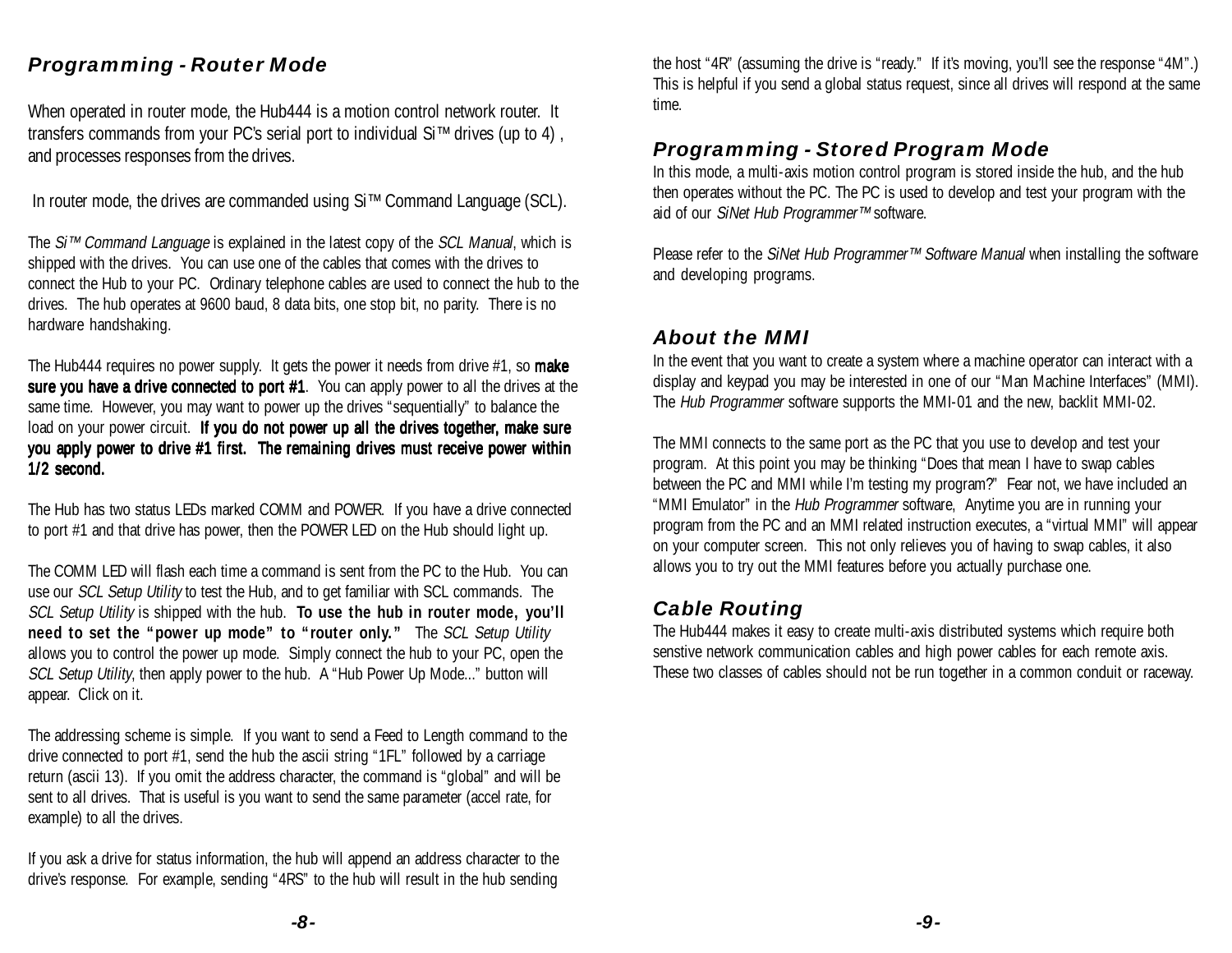## *Programming - Router Mode*

When operated in router mode, the Hub444 is a motion control network router. It transfers commands from your PC's serial port to individual Si™ drives (up to 4) , and processes responses from the drives.

In router mode, the drives are commanded using Si™ Command Language (SCL).

The *Si™ Command Language* is explained in the latest copy of the *SCL Manual*, which is shipped with the drives. You can use one of the cables that comes with the drives to connect the Hub to your PC. Ordinary telephone cables are used to connect the hub to the drives. The hub operates at 9600 baud, 8 data bits, one stop bit, no parity. There is no hardware handshaking.

The Hub444 requires no power supply. It gets the power it needs from drive #1, so **make sure you have a drive connected to port #1**. You can apply power to all the drives at the same time. However, you may want to power up the drives "sequentially" to balance the load on your power circuit. **If you do not power up all the drives together, make sure you apply power to drive #1 first. The remaining drives must receive power within 1/2 second.**

The Hub has two status LEDs marked COMM and POWER. If you have a drive connected to port #1 and that drive has power, then the POWER LED on the Hub should light up.

The COMM LED will flash each time a command is sent from the PC to the Hub. You can use our *SCL Setup Utility* to test the Hub, and to get familiar with SCL commands. The *SCL Setup Utility* is shipped with the hub. **To use the hub in router mode, you'll need to set the "power up mode" to "router only."** The *SCL Setup Utility* allows you to control the power up mode. Simply connect the hub to your PC, open the *SCL Setup Utility*, then apply power to the hub. A "Hub Power Up Mode..." button will appear. Click on it.

The addressing scheme is simple. If you want to send a Feed to Length command to the drive connected to port #1, send the hub the ascii string "1FL" followed by a carriage return (ascii 13). If you omit the address character, the command is "global" and will be sent to all drives. That is useful is you want to send the same parameter (accel rate, for example) to all the drives.

If you ask a drive for status information, the hub will append an address character to the drive's response. For example, sending "4RS" to the hub will result in the hub sending the host "4R" (assuming the drive is "ready." If it's moving, you'll see the response "4M".) This is helpful if you send a global status request, since all drives will respond at the same time.

## *Programming - Stored Program Mode*

In this mode, a multi-axis motion control program is stored inside the hub, and the hub then operates without the PC. The PC is used to develop and test your program with the aid of our *SiNet Hub Programmer™* software.

Please refer to the *SiNet Hub Programmer™ Software Manual* when installing the software and developing programs.

## *About the MMI*

In the event that you want to create a system where a machine operator can interact with a display and keypad you may be interested in one of our "Man Machine Interfaces" (MMI). The *Hub Programmer* software supports the MMI-01 and the new, backlit MMI-02.

The MMI connects to the same port as the PC that you use to develop and test your program. At this point you may be thinking "Does that mean I have to swap cables between the PC and MMI while I'm testing my program?" Fear not, we have included an "MMI Emulator" in the *Hub Programmer* software, Anytime you are in running your program from the PC and an MMI related instruction executes, a "virtual MMI" will appear on your computer screen. This not only relieves you of having to swap cables, it also allows you to try out the MMI features before you actually purchase one.

## *Cable Routing*

The Hub444 makes it easy to create multi-axis distributed systems which require both senstive network communication cables and high power cables for each remote axis. These two classes of cables should not be run together in a common conduit or raceway.